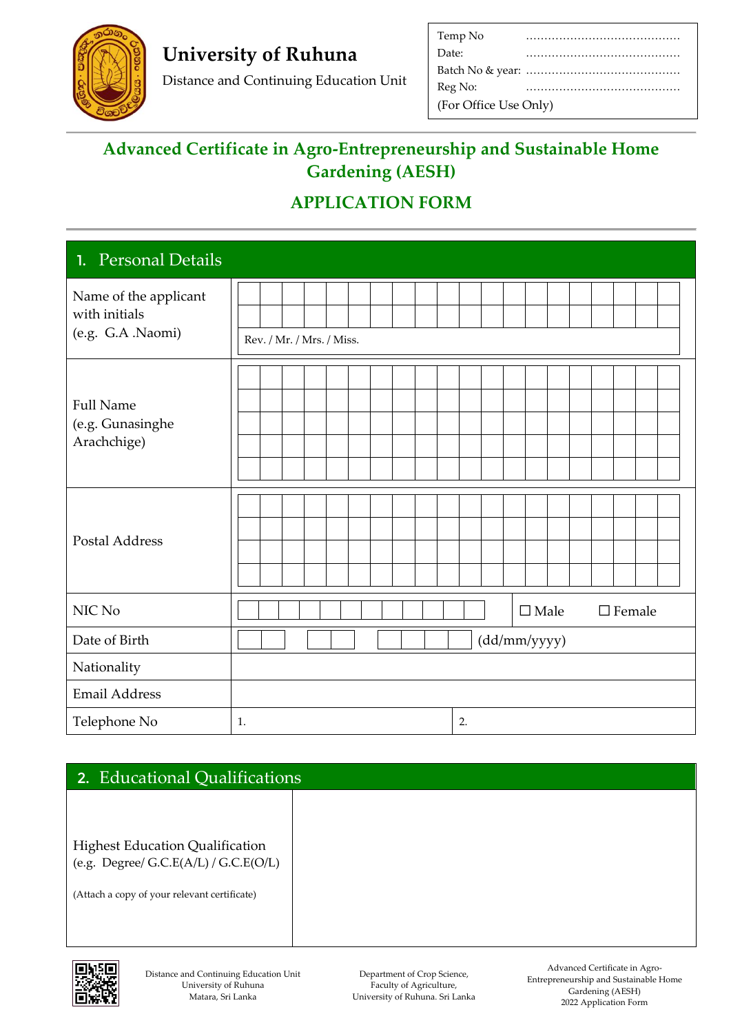# University of Ruhuna

Distance and Continuing Education Unit

| | |
|---|---|
| Temp No | .......................................... |
| Date: | .......................................... |
| Batch No & year: | .......................................... |
| Reg No: | .......................................... |
| (For Office Use Only) | |

## Advanced Certificate in Agro-Entrepreneurship and Sustainable Home Gardening (AESH)

## APPLICATION FORM

### 1. Personal Details

| | | |
|---|---|---|
| Name of the applicant with initials (e.g. G.A .Naomi) | Rev. / Mr. / Mrs. / Miss. | |
| Full Name (e.g. Gunasinghe Arachchige) | | |
| Postal Address | | |
| NIC No | | ☐ Male ☐ Female |
| Date of Birth | (dd/mm/yyyy) | |
| Nationality | | |
| Email Address | | |
| Telephone No | 1. | 2. |

### 2. Educational Qualifications

| | |
|---|---|
| Highest Education Qualification (e.g. Degree/ G.C.E(A/L) / G.C.E(O/L) (Attach a copy of your relevant certificate) | |

Distance and Continuing Education Unit
University of Ruhuna
Matara, Sri Lanka

Department of Crop Science,
Faculty of Agriculture,
University of Ruhuna. Sri Lanka

Advanced Certificate in Agro-Entrepreneurship and Sustainable Home Gardening (AESH)
2022 Application Form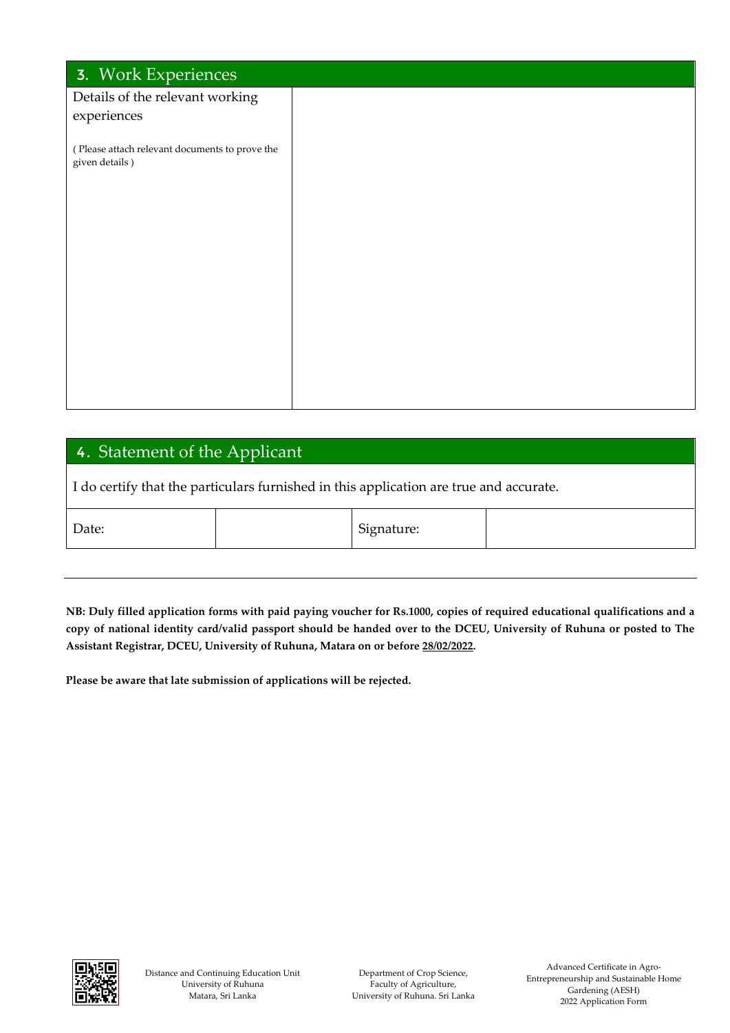## 3. Work Experiences

| | |
|---|---|
| Details of the relevant working experiences<br><br>( Please attach relevant documents to prove the given details ) | |

## 4. Statement of the Applicant

I do certify that the particulars furnished in this application are true and accurate.

| | | | |
|---|---|---|---|
| Date: | | Signature: | |

---

**NB: Duly filled application forms with paid paying voucher for Rs.1000, copies of required educational qualifications and a copy of national identity card/valid passport should be handed over to the DCEU, University of Ruhuna or posted to The Assistant Registrar, DCEU, University of Ruhuna, Matara on or before <u>28/02/2022</u>.**

**Please be aware that late submission of applications will be rejected.**